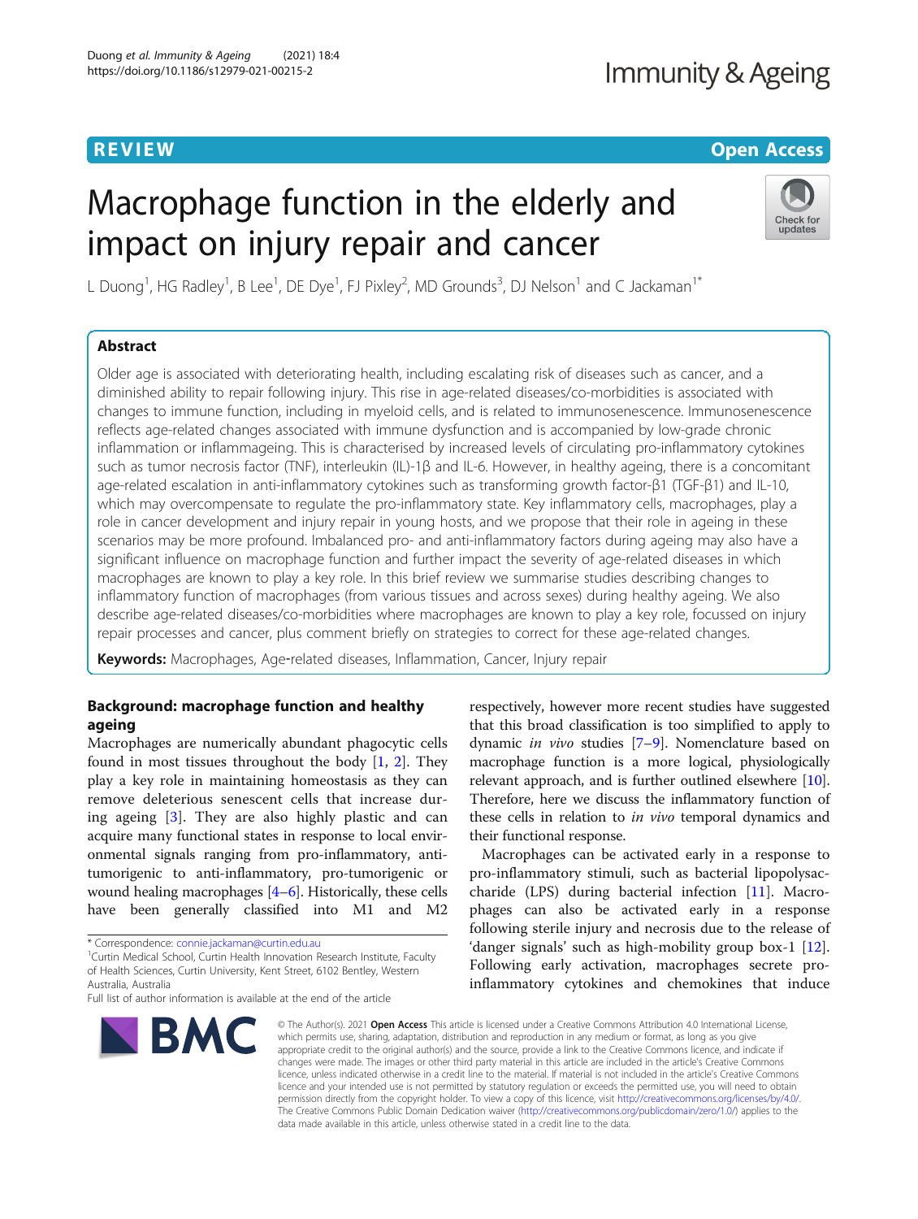REVIEW

Open Access

# Macrophage function in the elderly and impact on injury repair and cancer

L Duong[1], HG Radley[1], B Lee[1], DE Dye[1], FJ Pixley[2], MD Grounds[3], DJ Nelson[1] and C Jackaman[1*]

## Abstract

Older age is associated with deteriorating health, including escalating risk of diseases such as cancer, and a diminished ability to repair following injury. This rise in age-related diseases/co-morbidities is associated with changes to immune function, including in myeloid cells, and is related to immunosenescence. Immunosenescence reflects age-related changes associated with immune dysfunction and is accompanied by low-grade chronic inflammation or inflammageing. This is characterised by increased levels of circulating pro-inflammatory cytokines such as tumor necrosis factor (TNF), interleukin (IL)-1β and IL-6. However, in healthy ageing, there is a concomitant age-related escalation in anti-inflammatory cytokines such as transforming growth factor-β1 (TGF-β1) and IL-10, which may overcompensate to regulate the pro-inflammatory state. Key inflammatory cells, macrophages, play a role in cancer development and injury repair in young hosts, and we propose that their role in ageing in these scenarios may be more profound. Imbalanced pro- and anti-inflammatory factors during ageing may also have a significant influence on macrophage function and further impact the severity of age-related diseases in which macrophages are known to play a key role. In this brief review we summarise studies describing changes to inflammatory function of macrophages (from various tissues and across sexes) during healthy ageing. We also describe age-related diseases/co-morbidities where macrophages are known to play a key role, focussed on injury repair processes and cancer, plus comment briefly on strategies to correct for these age-related changes.

**Keywords:** Macrophages, Age-related diseases, Inflammation, Cancer, Injury repair

## Background: macrophage function and healthy ageing

Macrophages are numerically abundant phagocytic cells found in most tissues throughout the body [1, 2]. They play a key role in maintaining homeostasis as they can remove deleterious senescent cells that increase during ageing [3]. They are also highly plastic and can acquire many functional states in response to local environmental signals ranging from pro-inflammatory, anti-tumorigenic to anti-inflammatory, pro-tumorigenic or wound healing macrophages [4–6]. Historically, these cells have been generally classified into M1 and M2 respectively, however more recent studies have suggested that this broad classification is too simplified to apply to dynamic *in vivo* studies [7–9]. Nomenclature based on macrophage function is a more logical, physiologically relevant approach, and is further outlined elsewhere [10]. Therefore, here we discuss the inflammatory function of these cells in relation to *in vivo* temporal dynamics and their functional response.

Macrophages can be activated early in a response to pro-inflammatory stimuli, such as bacterial lipopolysaccharide (LPS) during bacterial infection [11]. Macrophages can also be activated early in a response following sterile injury and necrosis due to the release of 'danger signals' such as high-mobility group box-1 [12]. Following early activation, macrophages secrete pro-inflammatory cytokines and chemokines that induce

\* Correspondence: connie.jackaman@curtin.edu.au
[1]Curtin Medical School, Curtin Health Innovation Research Institute, Faculty of Health Sciences, Curtin University, Kent Street, 6102 Bentley, Western Australia, Australia
Full list of author information is available at the end of the article

© The Author(s). 2021 **Open Access** This article is licensed under a Creative Commons Attribution 4.0 International License, which permits use, sharing, adaptation, distribution and reproduction in any medium or format, as long as you give appropriate credit to the original author(s) and the source, provide a link to the Creative Commons licence, and indicate if changes were made. The images or other third party material in this article are included in the article's Creative Commons licence, unless indicated otherwise in a credit line to the material. If material is not included in the article's Creative Commons licence and your intended use is not permitted by statutory regulation or exceeds the permitted use, you will need to obtain permission directly from the copyright holder. To view a copy of this licence, visit http://creativecommons.org/licenses/by/4.0/. The Creative Commons Public Domain Dedication waiver (http://creativecommons.org/publicdomain/zero/1.0/) applies to the data made available in this article, unless otherwise stated in a credit line to the data.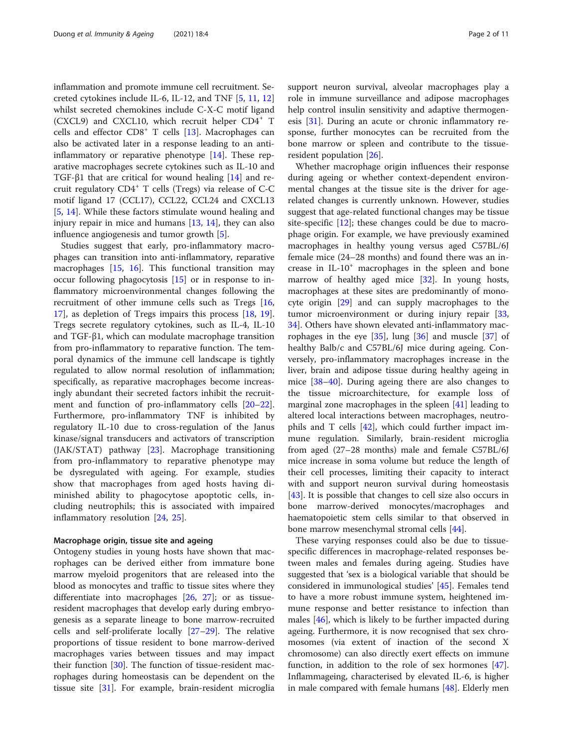inflammation and promote immune cell recruitment. Secreted cytokines include IL-6, IL-12, and TNF [5, 11, 12] whilst secreted chemokines include C-X-C motif ligand (CXCL9) and CXCL10, which recruit helper CD4$^+$ T cells and effector CD8$^+$ T cells [13]. Macrophages can also be activated later in a response leading to an anti-inflammatory or reparative phenotype [14]. These reparative macrophages secrete cytokines such as IL-10 and TGF-β1 that are critical for wound healing [14] and recruit regulatory CD4$^+$ T cells (Tregs) via release of C-C motif ligand 17 (CCL17), CCL22, CCL24 and CXCL13 [5, 14]. While these factors stimulate wound healing and injury repair in mice and humans [13, 14], they can also influence angiogenesis and tumor growth [5].

Studies suggest that early, pro-inflammatory macrophages can transition into anti-inflammatory, reparative macrophages [15, 16]. This functional transition may occur following phagocytosis [15] or in response to inflammatory microenvironmental changes following the recruitment of other immune cells such as Tregs [16, 17], as depletion of Tregs impairs this process [18, 19]. Tregs secrete regulatory cytokines, such as IL-4, IL-10 and TGF-β1, which can modulate macrophage transition from pro-inflammatory to reparative function. The temporal dynamics of the immune cell landscape is tightly regulated to allow normal resolution of inflammation; specifically, as reparative macrophages become increasingly abundant their secreted factors inhibit the recruitment and function of pro-inflammatory cells [20–22]. Furthermore, pro-inflammatory TNF is inhibited by regulatory IL-10 due to cross-regulation of the Janus kinase/signal transducers and activators of transcription (JAK/STAT) pathway [23]. Macrophage transitioning from pro-inflammatory to reparative phenotype may be dysregulated with ageing. For example, studies show that macrophages from aged hosts having diminished ability to phagocytose apoptotic cells, including neutrophils; this is associated with impaired inflammatory resolution [24, 25].

#### Macrophage origin, tissue site and ageing

Ontogeny studies in young hosts have shown that macrophages can be derived either from immature bone marrow myeloid progenitors that are released into the blood as monocytes and traffic to tissue sites where they differentiate into macrophages [26, 27]; or as tissue-resident macrophages that develop early during embryogenesis as a separate lineage to bone marrow-recruited cells and self-proliferate locally [27–29]. The relative proportions of tissue resident to bone marrow-derived macrophages varies between tissues and may impact their function [30]. The function of tissue-resident macrophages during homeostasis can be dependent on the tissue site [31]. For example, brain-resident microglia support neuron survival, alveolar macrophages play a role in immune surveillance and adipose macrophages help control insulin sensitivity and adaptive thermogenesis [31]. During an acute or chronic inflammatory response, further monocytes can be recruited from the bone marrow or spleen and contribute to the tissue-resident population [26].

Whether macrophage origin influences their response during ageing or whether context-dependent environmental changes at the tissue site is the driver for age-related changes is currently unknown. However, studies suggest that age-related functional changes may be tissue site-specific [12]; these changes could be due to macrophage origin. For example, we have previously examined macrophages in healthy young versus aged C57BL/6J female mice (24–28 months) and found there was an increase in IL-10$^+$ macrophages in the spleen and bone marrow of healthy aged mice [32]. In young hosts, macrophages at these sites are predominantly of monocyte origin [29] and can supply macrophages to the tumor microenvironment or during injury repair [33, 34]. Others have shown elevated anti-inflammatory macrophages in the eye [35], lung [36] and muscle [37] of healthy Balb/c and C57BL/6J mice during ageing. Conversely, pro-inflammatory macrophages increase in the liver, brain and adipose tissue during healthy ageing in mice [38–40]. During ageing there are also changes to the tissue microarchitecture, for example loss of marginal zone macrophages in the spleen [41] leading to altered local interactions between macrophages, neutrophils and T cells [42], which could further impact immune regulation. Similarly, brain-resident microglia from aged (27–28 months) male and female C57BL/6J mice increase in soma volume but reduce the length of their cell processes, limiting their capacity to interact with and support neuron survival during homeostasis [43]. It is possible that changes to cell size also occurs in bone marrow-derived monocytes/macrophages and haematopoietic stem cells similar to that observed in bone marrow mesenchymal stromal cells [44].

These varying responses could also be due to tissue-specific differences in macrophage-related responses between males and females during ageing. Studies have suggested that 'sex is a biological variable that should be considered in immunological studies' [45]. Females tend to have a more robust immune system, heightened immune response and better resistance to infection than males [46], which is likely to be further impacted during ageing. Furthermore, it is now recognised that sex chromosomes (via extent of inaction of the second X chromosome) can also directly exert effects on immune function, in addition to the role of sex hormones [47]. Inflammageing, characterised by elevated IL-6, is higher in male compared with female humans [48]. Elderly men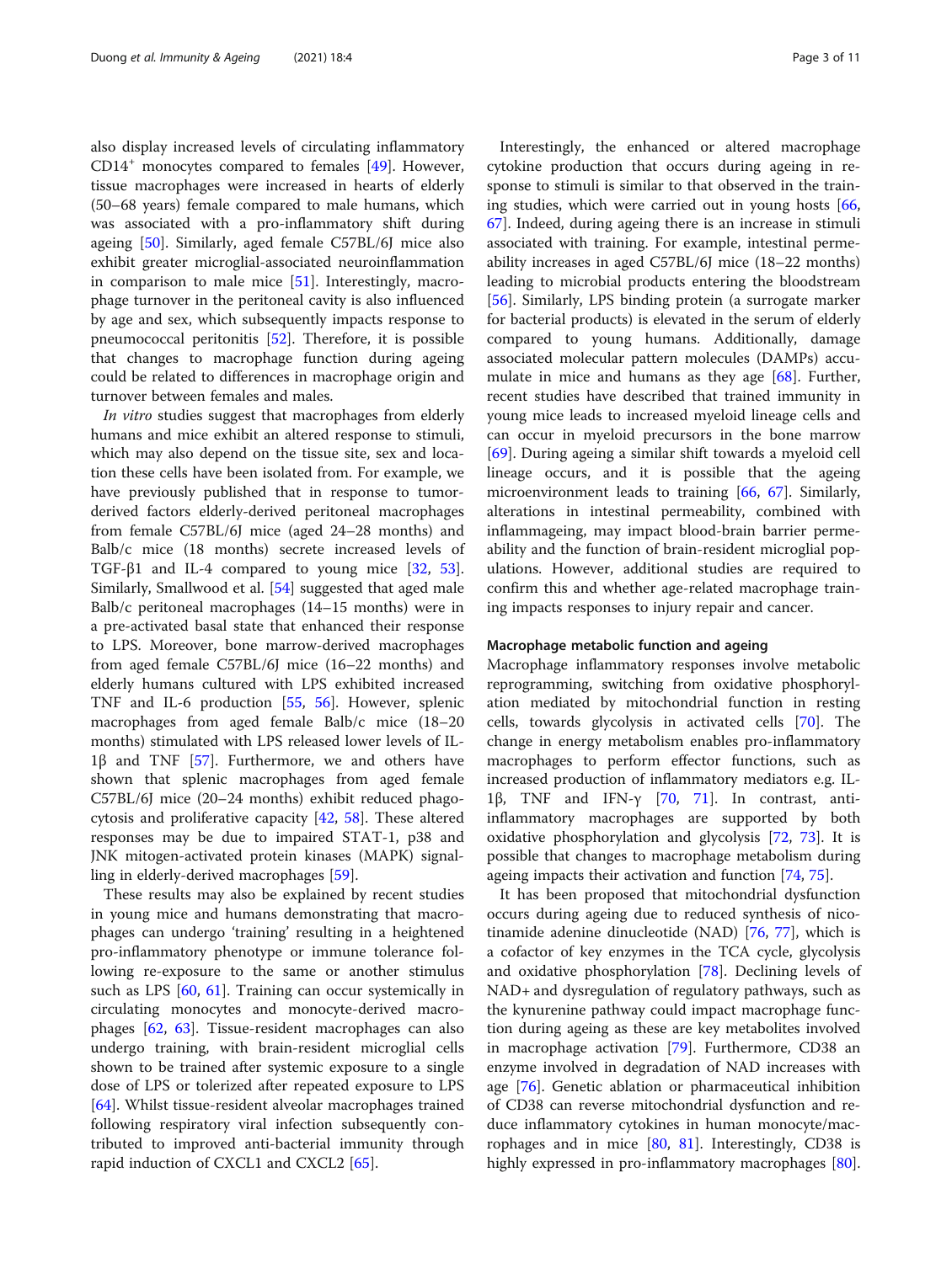also display increased levels of circulating inflammatory $CD14^+$ monocytes compared to females [49]. However, tissue macrophages were increased in hearts of elderly (50–68 years) female compared to male humans, which was associated with a pro-inflammatory shift during ageing [50]. Similarly, aged female C57BL/6J mice also exhibit greater microglial-associated neuroinflammation in comparison to male mice [51]. Interestingly, macrophage turnover in the peritoneal cavity is also influenced by age and sex, which subsequently impacts response to pneumococcal peritonitis [52]. Therefore, it is possible that changes to macrophage function during ageing could be related to differences in macrophage origin and turnover between females and males.

*In vitro* studies suggest that macrophages from elderly humans and mice exhibit an altered response to stimuli, which may also depend on the tissue site, sex and location these cells have been isolated from. For example, we have previously published that in response to tumor-derived factors elderly-derived peritoneal macrophages from female C57BL/6J mice (aged 24–28 months) and Balb/c mice (18 months) secrete increased levels of TGF-β1 and IL-4 compared to young mice [32, 53]. Similarly, Smallwood et al. [54] suggested that aged male Balb/c peritoneal macrophages (14–15 months) were in a pre-activated basal state that enhanced their response to LPS. Moreover, bone marrow-derived macrophages from aged female C57BL/6J mice (16–22 months) and elderly humans cultured with LPS exhibited increased TNF and IL-6 production [55, 56]. However, splenic macrophages from aged female Balb/c mice (18–20 months) stimulated with LPS released lower levels of IL-1β and TNF [57]. Furthermore, we and others have shown that splenic macrophages from aged female C57BL/6J mice (20–24 months) exhibit reduced phagocytosis and proliferative capacity [42, 58]. These altered responses may be due to impaired STAT-1, p38 and JNK mitogen-activated protein kinases (MAPK) signalling in elderly-derived macrophages [59].

These results may also be explained by recent studies in young mice and humans demonstrating that macrophages can undergo 'training' resulting in a heightened pro-inflammatory phenotype or immune tolerance following re-exposure to the same or another stimulus such as LPS [60, 61]. Training can occur systemically in circulating monocytes and monocyte-derived macrophages [62, 63]. Tissue-resident macrophages can also undergo training, with brain-resident microglial cells shown to be trained after systemic exposure to a single dose of LPS or tolerized after repeated exposure to LPS [64]. Whilst tissue-resident alveolar macrophages trained following respiratory viral infection subsequently contributed to improved anti-bacterial immunity through rapid induction of CXCL1 and CXCL2 [65].

Interestingly, the enhanced or altered macrophage cytokine production that occurs during ageing in response to stimuli is similar to that observed in the training studies, which were carried out in young hosts [66, 67]. Indeed, during ageing there is an increase in stimuli associated with training. For example, intestinal permeability increases in aged C57BL/6J mice (18–22 months) leading to microbial products entering the bloodstream [56]. Similarly, LPS binding protein (a surrogate marker for bacterial products) is elevated in the serum of elderly compared to young humans. Additionally, damage associated molecular pattern molecules (DAMPs) accumulate in mice and humans as they age [68]. Further, recent studies have described that trained immunity in young mice leads to increased myeloid lineage cells and can occur in myeloid precursors in the bone marrow [69]. During ageing a similar shift towards a myeloid cell lineage occurs, and it is possible that the ageing microenvironment leads to training [66, 67]. Similarly, alterations in intestinal permeability, combined with inflammageing, may impact blood-brain barrier permeability and the function of brain-resident microglial populations. However, additional studies are required to confirm this and whether age-related macrophage training impacts responses to injury repair and cancer.

#### Macrophage metabolic function and ageing

Macrophage inflammatory responses involve metabolic reprogramming, switching from oxidative phosphorylation mediated by mitochondrial function in resting cells, towards glycolysis in activated cells [70]. The change in energy metabolism enables pro-inflammatory macrophages to perform effector functions, such as increased production of inflammatory mediators e.g. IL-1β, TNF and IFN-γ [70, 71]. In contrast, anti-inflammatory macrophages are supported by both oxidative phosphorylation and glycolysis [72, 73]. It is possible that changes to macrophage metabolism during ageing impacts their activation and function [74, 75].

It has been proposed that mitochondrial dysfunction occurs during ageing due to reduced synthesis of nicotinamide adenine dinucleotide (NAD) [76, 77], which is a cofactor of key enzymes in the TCA cycle, glycolysis and oxidative phosphorylation [78]. Declining levels of NAD+ and dysregulation of regulatory pathways, such as the kynurenine pathway could impact macrophage function during ageing as these are key metabolites involved in macrophage activation [79]. Furthermore, CD38 an enzyme involved in degradation of NAD increases with age [76]. Genetic ablation or pharmaceutical inhibition of CD38 can reverse mitochondrial dysfunction and reduce inflammatory cytokines in human monocyte/macrophages and in mice [80, 81]. Interestingly, CD38 is highly expressed in pro-inflammatory macrophages [80].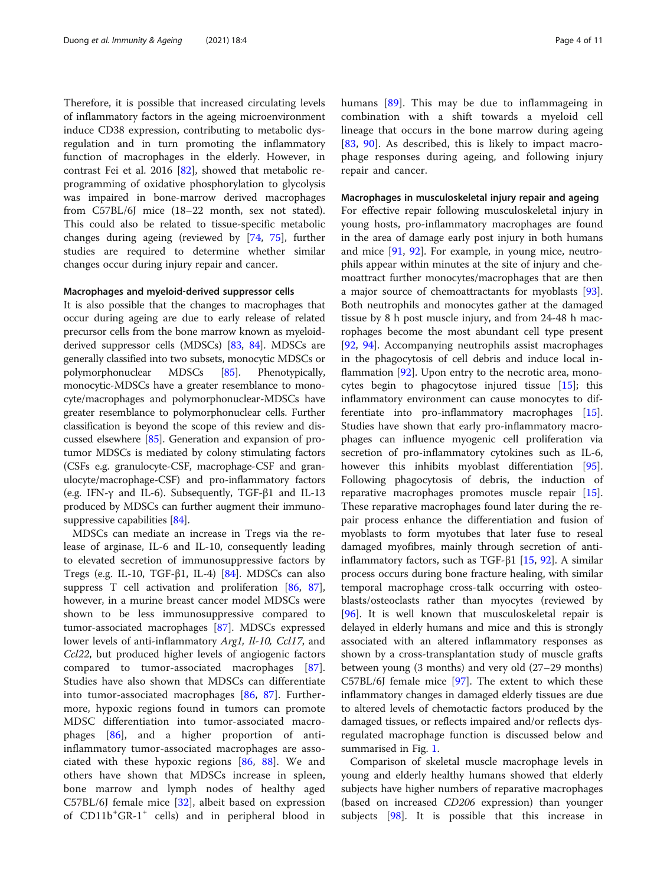Therefore, it is possible that increased circulating levels of inflammatory factors in the ageing microenvironment induce CD38 expression, contributing to metabolic dysregulation and in turn promoting the inflammatory function of macrophages in the elderly. However, in contrast Fei et al. 2016 [82], showed that metabolic reprogramming of oxidative phosphorylation to glycolysis was impaired in bone-marrow derived macrophages from C57BL/6J mice (18–22 month, sex not stated). This could also be related to tissue-specific metabolic changes during ageing (reviewed by [74, 75], further studies are required to determine whether similar changes occur during injury repair and cancer.

#### Macrophages and myeloid-derived suppressor cells

It is also possible that the changes to macrophages that occur during ageing are due to early release of related precursor cells from the bone marrow known as myeloid-derived suppressor cells (MDSCs) [83, 84]. MDSCs are generally classified into two subsets, monocytic MDSCs or polymorphonuclear MDSCs [85]. Phenotypically, monocytic-MDSCs have a greater resemblance to monocyte/macrophages and polymorphonuclear-MDSCs have greater resemblance to polymorphonuclear cells. Further classification is beyond the scope of this review and discussed elsewhere [85]. Generation and expansion of pro-tumor MDSCs is mediated by colony stimulating factors (CSFs e.g. granulocyte-CSF, macrophage-CSF and granulocyte/macrophage-CSF) and pro-inflammatory factors (e.g. IFN-γ and IL-6). Subsequently, TGF-β1 and IL-13 produced by MDSCs can further augment their immunosuppressive capabilities [84].

MDSCs can mediate an increase in Tregs via the release of arginase, IL-6 and IL-10, consequently leading to elevated secretion of immunosuppressive factors by Tregs (e.g. IL-10, TGF-β1, IL-4) [84]. MDSCs can also suppress T cell activation and proliferation [86, 87], however, in a murine breast cancer model MDSCs were shown to be less immunosuppressive compared to tumor-associated macrophages [87]. MDSCs expressed lower levels of anti-inflammatory *Arg1, Il-10, Ccl17*, and *Ccl22*, but produced higher levels of angiogenic factors compared to tumor-associated macrophages [87]. Studies have also shown that MDSCs can differentiate into tumor-associated macrophages [86, 87]. Furthermore, hypoxic regions found in tumors can promote MDSC differentiation into tumor-associated macrophages [86], and a higher proportion of anti-inflammatory tumor-associated macrophages are associated with these hypoxic regions [86, 88]. We and others have shown that MDSCs increase in spleen, bone marrow and lymph nodes of healthy aged C57BL/6J female mice [32], albeit based on expression of CD11b$^{+}$GR-1$^{+}$ cells) and in peripheral blood in humans [89]. This may be due to inflammageing in combination with a shift towards a myeloid cell lineage that occurs in the bone marrow during ageing [83, 90]. As described, this is likely to impact macrophage responses during ageing, and following injury repair and cancer.

#### Macrophages in musculoskeletal injury repair and ageing

For effective repair following musculoskeletal injury in young hosts, pro-inflammatory macrophages are found in the area of damage early post injury in both humans and mice [91, 92]. For example, in young mice, neutrophils appear within minutes at the site of injury and chemoattract further monocytes/macrophages that are then a major source of chemoattractants for myoblasts [93]. Both neutrophils and monocytes gather at the damaged tissue by 8 h post muscle injury, and from 24-48 h macrophages become the most abundant cell type present [92, 94]. Accompanying neutrophils assist macrophages in the phagocytosis of cell debris and induce local inflammation [92]. Upon entry to the necrotic area, monocytes begin to phagocytose injured tissue [15]; this inflammatory environment can cause monocytes to differentiate into pro-inflammatory macrophages [15]. Studies have shown that early pro-inflammatory macrophages can influence myogenic cell proliferation via secretion of pro-inflammatory cytokines such as IL-6, however this inhibits myoblast differentiation [95]. Following phagocytosis of debris, the induction of reparative macrophages promotes muscle repair [15]. These reparative macrophages found later during the repair process enhance the differentiation and fusion of myoblasts to form myotubes that later fuse to reseal damaged myofibres, mainly through secretion of anti-inflammatory factors, such as TGF-β1 [15, 92]. A similar process occurs during bone fracture healing, with similar temporal macrophage cross-talk occurring with osteoblasts/osteoclasts rather than myocytes (reviewed by [96]. It is well known that musculoskeletal repair is delayed in elderly humans and mice and this is strongly associated with an altered inflammatory responses as shown by a cross-transplantation study of muscle grafts between young (3 months) and very old (27–29 months) C57BL/6J female mice [97]. The extent to which these inflammatory changes in damaged elderly tissues are due to altered levels of chemotactic factors produced by the damaged tissues, or reflects impaired and/or reflects dysregulated macrophage function is discussed below and summarised in Fig. 1.

Comparison of skeletal muscle macrophage levels in young and elderly healthy humans showed that elderly subjects have higher numbers of reparative macrophages (based on increased *CD206* expression) than younger subjects [98]. It is possible that this increase in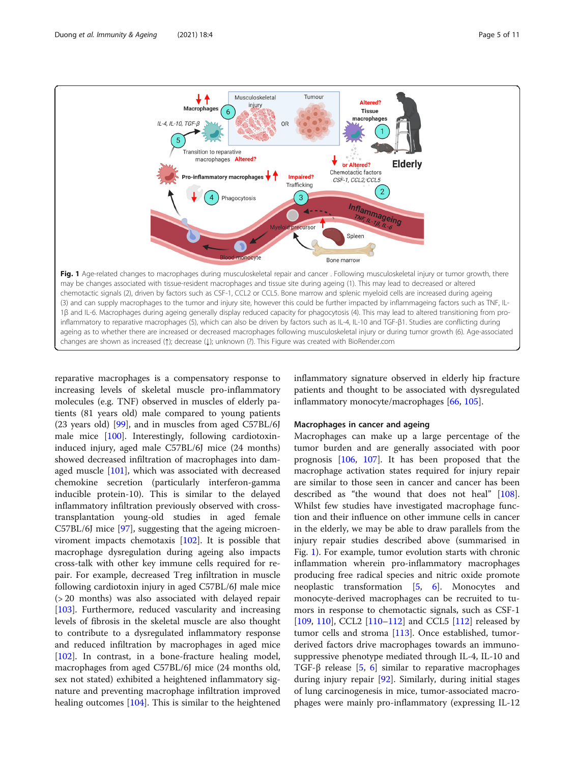**Fig. 1** Age-related changes to macrophages during musculoskeletal repair and cancer . Following musculoskeletal injury or tumor growth, there may be changes associated with tissue-resident macrophages and tissue site during ageing (1). This may lead to decreased or altered chemotactic signals (2), driven by factors such as CSF-1, CCL2 or CCL5. Bone marrow and splenic myeloid cells are increased during ageing (3) and can supply macrophages to the tumor and injury site, however this could be further impacted by inflammageing factors such as TNF, IL-1β and IL-6. Macrophages during ageing generally display reduced capacity for phagocytosis (4). This may lead to altered transitioning from pro-inflammatory to reparative macrophages (5), which can also be driven by factors such as IL-4, IL-10 and TGF-β1. Studies are conflicting during ageing as to whether there are increased or decreased macrophages following musculoskeletal injury or during tumor growth (6). Age-associated changes are shown as increased (↑); decrease (↓); unknown (?). This Figure was created with BioRender.com

reparative macrophages is a compensatory response to increasing levels of skeletal muscle pro-inflammatory molecules (e.g. TNF) observed in muscles of elderly patients (81 years old) male compared to young patients (23 years old) [99], and in muscles from aged C57BL/6J male mice [100]. Interestingly, following cardiotoxin-induced injury, aged male C57BL/6J mice (24 months) showed decreased infiltration of macrophages into damaged muscle [101], which was associated with decreased chemokine secretion (particularly interferon-gamma inducible protein-10). This is similar to the delayed inflammatory infiltration previously observed with cross-transplantation young-old studies in aged female C57BL/6J mice [97], suggesting that the ageing microenviroment impacts chemotaxis [102]. It is possible that macrophage dysregulation during ageing also impacts cross-talk with other key immune cells required for repair. For example, decreased Treg infiltration in muscle following cardiotoxin injury in aged C57BL/6J male mice (> 20 months) was also associated with delayed repair [103]. Furthermore, reduced vascularity and increasing levels of fibrosis in the skeletal muscle are also thought to contribute to a dysregulated inflammatory response and reduced infiltration by macrophages in aged mice [102]. In contrast, in a bone-fracture healing model, macrophages from aged C57BL/6J mice (24 months old, sex not stated) exhibited a heightened inflammatory signature and preventing macrophage infiltration improved healing outcomes [104]. This is similar to the heightened inflammatory signature observed in elderly hip fracture patients and thought to be associated with dysregulated inflammatory monocyte/macrophages [66, 105].

### Macrophages in cancer and ageing

Macrophages can make up a large percentage of the tumor burden and are generally associated with poor prognosis [106, 107]. It has been proposed that the macrophage activation states required for injury repair are similar to those seen in cancer and cancer has been described as "the wound that does not heal" [108]. Whilst few studies have investigated macrophage function and their influence on other immune cells in cancer in the elderly, we may be able to draw parallels from the injury repair studies described above (summarised in Fig. 1). For example, tumor evolution starts with chronic inflammation wherein pro-inflammatory macrophages producing free radical species and nitric oxide promote neoplastic transformation [5, 6]. Monocytes and monocyte-derived macrophages can be recruited to tumors in response to chemotactic signals, such as CSF-1 [109, 110], CCL2 [110–112] and CCL5 [112] released by tumor cells and stroma [113]. Once established, tumor-derived factors drive macrophages towards an immunosuppressive phenotype mediated through IL-4, IL-10 and TGF-β release [5, 6] similar to reparative macrophages during injury repair [92]. Similarly, during initial stages of lung carcinogenesis in mice, tumor-associated macrophages were mainly pro-inflammatory (expressing IL-12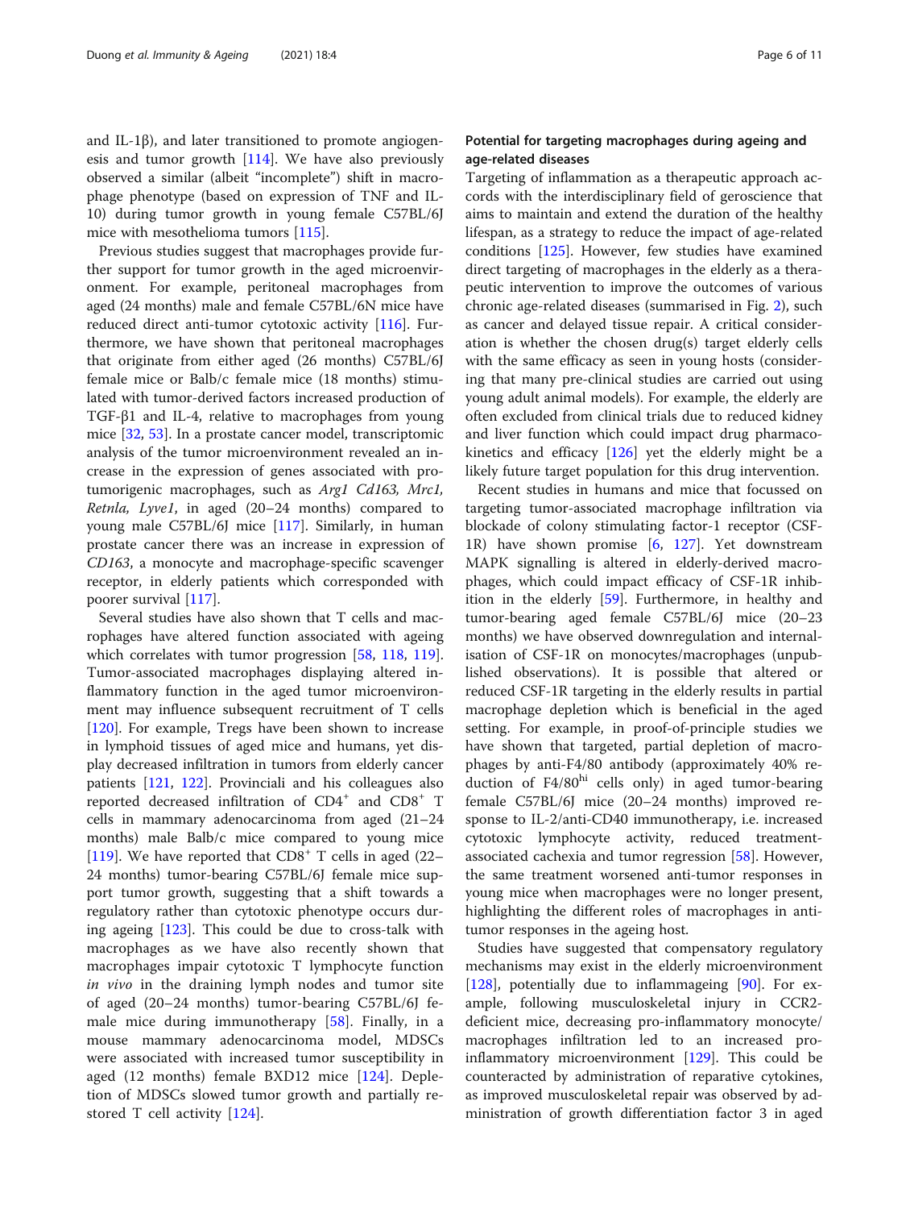and IL-1β), and later transitioned to promote angiogenesis and tumor growth [114]. We have also previously observed a similar (albeit "incomplete") shift in macrophage phenotype (based on expression of TNF and IL-10) during tumor growth in young female C57BL/6J mice with mesothelioma tumors [115].

Previous studies suggest that macrophages provide further support for tumor growth in the aged microenvironment. For example, peritoneal macrophages from aged (24 months) male and female C57BL/6N mice have reduced direct anti-tumor cytotoxic activity [116]. Furthermore, we have shown that peritoneal macrophages that originate from either aged (26 months) C57BL/6J female mice or Balb/c female mice (18 months) stimulated with tumor-derived factors increased production of TGF-β1 and IL-4, relative to macrophages from young mice [32, 53]. In a prostate cancer model, transcriptomic analysis of the tumor microenvironment revealed an increase in the expression of genes associated with pro-tumorigenic macrophages, such as *Arg1 Cd163, Mrc1, Retnla, Lyve1*, in aged (20–24 months) compared to young male C57BL/6J mice [117]. Similarly, in human prostate cancer there was an increase in expression of *CD163*, a monocyte and macrophage-specific scavenger receptor, in elderly patients which corresponded with poorer survival [117].

Several studies have also shown that T cells and macrophages have altered function associated with ageing which correlates with tumor progression [58, 118, 119]. Tumor-associated macrophages displaying altered inflammatory function in the aged tumor microenvironment may influence subsequent recruitment of T cells [120]. For example, Tregs have been shown to increase in lymphoid tissues of aged mice and humans, yet display decreased infiltration in tumors from elderly cancer patients [121, 122]. Provinciali and his colleagues also reported decreased infiltration of $CD4^+$ and $CD8^+$ T cells in mammary adenocarcinoma from aged (21–24 months) male Balb/c mice compared to young mice [119]. We have reported that $CD8^+$ T cells in aged (22–24 months) tumor-bearing C57BL/6J female mice support tumor growth, suggesting that a shift towards a regulatory rather than cytotoxic phenotype occurs during ageing [123]. This could be due to cross-talk with macrophages as we have also recently shown that macrophages impair cytotoxic T lymphocyte function *in vivo* in the draining lymph nodes and tumor site of aged (20–24 months) tumor-bearing C57BL/6J female mice during immunotherapy [58]. Finally, in a mouse mammary adenocarcinoma model, MDSCs were associated with increased tumor susceptibility in aged (12 months) female BXD12 mice [124]. Depletion of MDSCs slowed tumor growth and partially restored T cell activity [124].

## Potential for targeting macrophages during ageing and age-related diseases

Targeting of inflammation as a therapeutic approach accords with the interdisciplinary field of geroscience that aims to maintain and extend the duration of the healthy lifespan, as a strategy to reduce the impact of age-related conditions [125]. However, few studies have examined direct targeting of macrophages in the elderly as a therapeutic intervention to improve the outcomes of various chronic age-related diseases (summarised in Fig. 2), such as cancer and delayed tissue repair. A critical consideration is whether the chosen drug(s) target elderly cells with the same efficacy as seen in young hosts (considering that many pre-clinical studies are carried out using young adult animal models). For example, the elderly are often excluded from clinical trials due to reduced kidney and liver function which could impact drug pharmacokinetics and efficacy [126] yet the elderly might be a likely future target population for this drug intervention.

Recent studies in humans and mice that focussed on targeting tumor-associated macrophage infiltration via blockade of colony stimulating factor-1 receptor (CSF-1R) have shown promise [6, 127]. Yet downstream MAPK signalling is altered in elderly-derived macrophages, which could impact efficacy of CSF-1R inhibition in the elderly [59]. Furthermore, in healthy and tumor-bearing aged female C57BL/6J mice (20–23 months) we have observed downregulation and internalisation of CSF-1R on monocytes/macrophages (unpublished observations). It is possible that altered or reduced CSF-1R targeting in the elderly results in partial macrophage depletion which is beneficial in the aged setting. For example, in proof-of-principle studies we have shown that targeted, partial depletion of macrophages by anti-F4/80 antibody (approximately 40% reduction of F4/80$^{hi}$ cells only) in aged tumor-bearing female C57BL/6J mice (20–24 months) improved response to IL-2/anti-CD40 immunotherapy, i.e. increased cytotoxic lymphocyte activity, reduced treatment-associated cachexia and tumor regression [58]. However, the same treatment worsened anti-tumor responses in young mice when macrophages were no longer present, highlighting the different roles of macrophages in anti-tumor responses in the ageing host.

Studies have suggested that compensatory regulatory mechanisms may exist in the elderly microenvironment [128], potentially due to inflammageing [90]. For example, following musculoskeletal injury in CCR2-deficient mice, decreasing pro-inflammatory monocyte/macrophages infiltration led to an increased pro-inflammatory microenvironment [129]. This could be counteracted by administration of reparative cytokines, as improved musculoskeletal repair was observed by administration of growth differentiation factor 3 in aged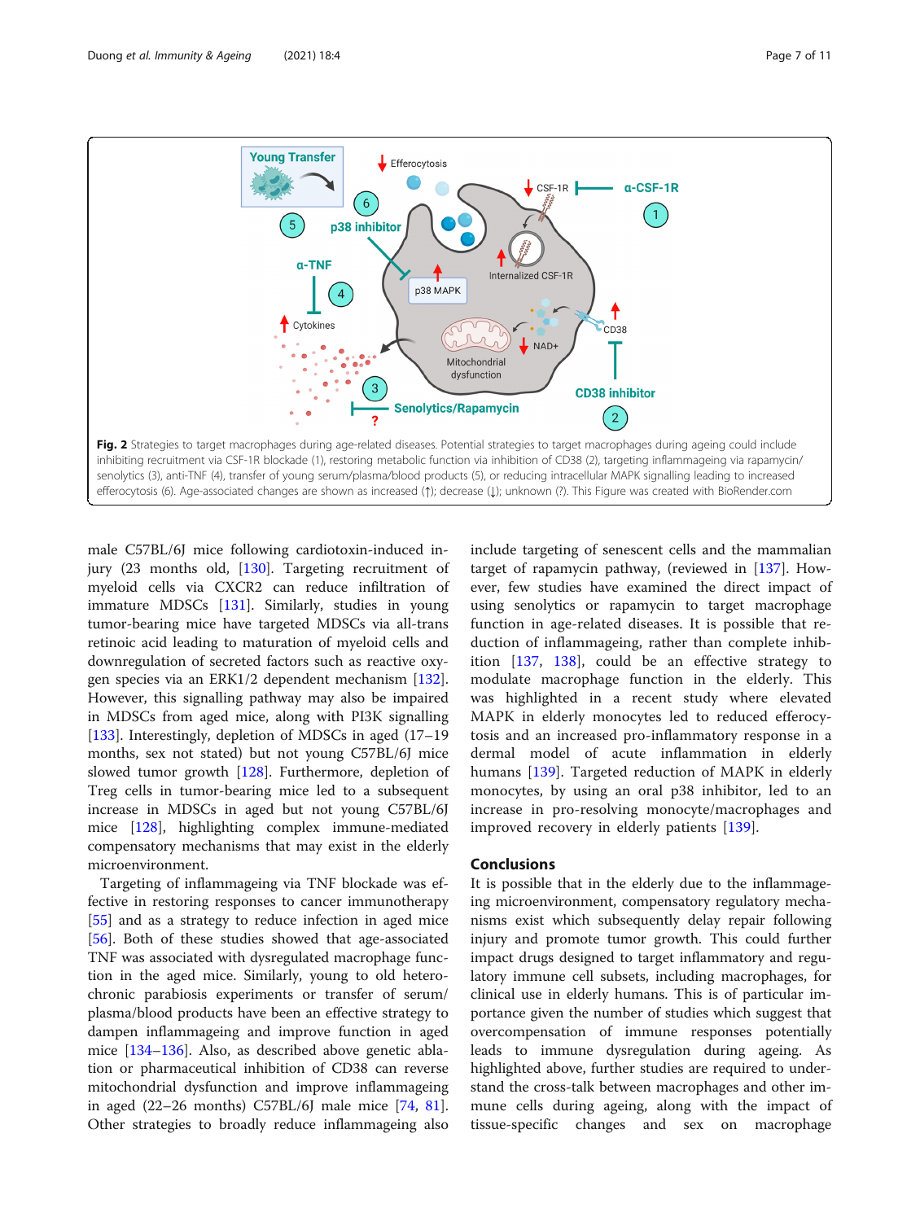**Fig. 2** Strategies to target macrophages during age-related diseases. Potential strategies to target macrophages during ageing could include inhibiting recruitment via CSF-1R blockade (1), restoring metabolic function via inhibition of CD38 (2), targeting inflammageing via rapamycin/senolytics (3), anti-TNF (4), transfer of young serum/plasma/blood products (5), or reducing intracellular MAPK signalling leading to increased efferocytosis (6). Age-associated changes are shown as increased (↑); decrease (↓); unknown (?). This Figure was created with BioRender.com

male C57BL/6J mice following cardiotoxin-induced injury (23 months old, [130]. Targeting recruitment of myeloid cells via CXCR2 can reduce infiltration of immature MDSCs [131]. Similarly, studies in young tumor-bearing mice have targeted MDSCs via all-trans retinoic acid leading to maturation of myeloid cells and downregulation of secreted factors such as reactive oxygen species via an ERK1/2 dependent mechanism [132]. However, this signalling pathway may also be impaired in MDSCs from aged mice, along with PI3K signalling [133]. Interestingly, depletion of MDSCs in aged (17–19 months, sex not stated) but not young C57BL/6J mice slowed tumor growth [128]. Furthermore, depletion of Treg cells in tumor-bearing mice led to a subsequent increase in MDSCs in aged but not young C57BL/6J mice [128], highlighting complex immune-mediated compensatory mechanisms that may exist in the elderly microenvironment.

Targeting of inflammageing via TNF blockade was effective in restoring responses to cancer immunotherapy [55] and as a strategy to reduce infection in aged mice [56]. Both of these studies showed that age-associated TNF was associated with dysregulated macrophage function in the aged mice. Similarly, young to old heterochronic parabiosis experiments or transfer of serum/plasma/blood products have been an effective strategy to dampen inflammageing and improve function in aged mice [134–136]. Also, as described above genetic ablation or pharmaceutical inhibition of CD38 can reverse mitochondrial dysfunction and improve inflammageing in aged (22–26 months) C57BL/6J male mice [74, 81]. Other strategies to broadly reduce inflammageing also include targeting of senescent cells and the mammalian target of rapamycin pathway, (reviewed in [137]. However, few studies have examined the direct impact of using senolytics or rapamycin to target macrophage function in age-related diseases. It is possible that reduction of inflammageing, rather than complete inhibition [137, 138], could be an effective strategy to modulate macrophage function in the elderly. This was highlighted in a recent study where elevated MAPK in elderly monocytes led to reduced efferocytosis and an increased pro-inflammatory response in a dermal model of acute inflammation in elderly humans [139]. Targeted reduction of MAPK in elderly monocytes, by using an oral p38 inhibitor, led to an increase in pro-resolving monocyte/macrophages and improved recovery in elderly patients [139].

## Conclusions

It is possible that in the elderly due to the inflammageing microenvironment, compensatory regulatory mechanisms exist which subsequently delay repair following injury and promote tumor growth. This could further impact drugs designed to target inflammatory and regulatory immune cell subsets, including macrophages, for clinical use in elderly humans. This is of particular importance given the number of studies which suggest that overcompensation of immune responses potentially leads to immune dysregulation during ageing. As highlighted above, further studies are required to understand the cross-talk between macrophages and other immune cells during ageing, along with the impact of tissue-specific changes and sex on macrophage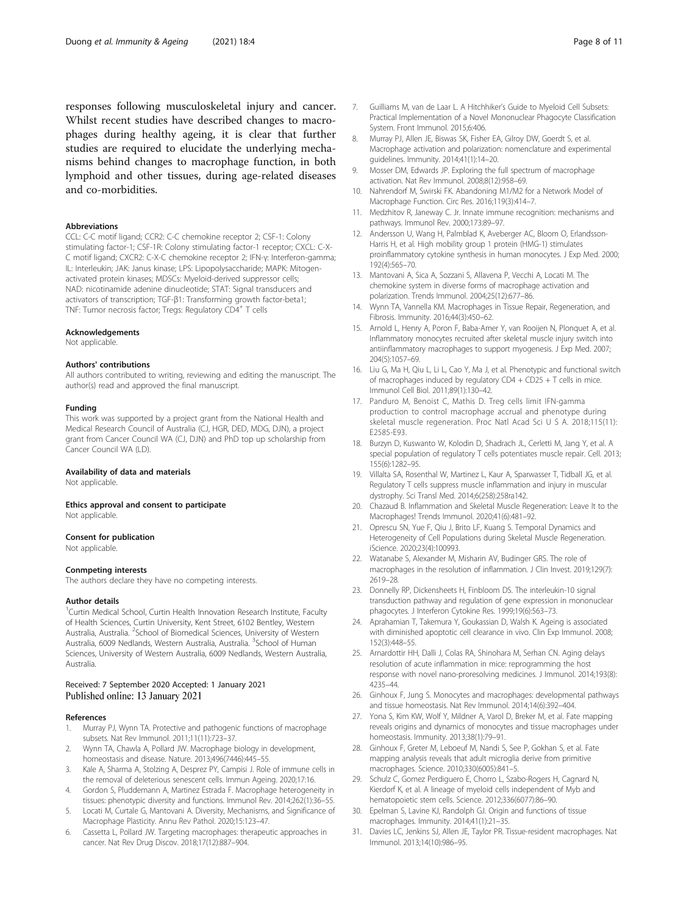responses following musculoskeletal injury and cancer. Whilst recent studies have described changes to macrophages during healthy ageing, it is clear that further studies are required to elucidate the underlying mechanisms behind changes to macrophage function, in both lymphoid and other tissues, during age-related diseases and co-morbidities.

#### Abbreviations

CCL: C-C motif ligand; CCR2: C-C chemokine receptor 2; CSF-1: Colony stimulating factor-1; CSF-1R: Colony stimulating factor-1 receptor; CXCL: C-X-C motif ligand; CXCR2: C-X-C chemokine receptor 2; IFN-γ: Interferon-gamma; IL: Interleukin; JAK: Janus kinase; LPS: Lipopolysaccharide; MAPK: Mitogen-activated protein kinases; MDSCs: Myeloid-derived suppressor cells; NAD: nicotinamide adenine dinucleotide; STAT: Signal transducers and activators of transcription; TGF-β1: Transforming growth factor-beta1; TNF: Tumor necrosis factor; Tregs: Regulatory $CD4^{+}$ T cells

#### Acknowledgements

Not applicable.

#### Authors' contributions

All authors contributed to writing, reviewing and editing the manuscript. The author(s) read and approved the final manuscript.

#### Funding

This work was supported by a project grant from the National Health and Medical Research Council of Australia (CJ, HGR, DED, MDG, DJN), a project grant from Cancer Council WA (CJ, DJN) and PhD top up scholarship from Cancer Council WA (LD).

#### Availability of data and materials

Not applicable.

#### Ethics approval and consent to participate

Not applicable.

#### Consent for publication

Not applicable.

#### Conmpeting interests

The authors declare they have no competing interests.

#### Author details

[1]Curtin Medical School, Curtin Health Innovation Research Institute, Faculty of Health Sciences, Curtin University, Kent Street, 6102 Bentley, Western Australia, Australia. [2]School of Biomedical Sciences, University of Western Australia, 6009 Nedlands, Western Australia, Australia. [3]School of Human Sciences, University of Western Australia, 6009 Nedlands, Western Australia, Australia.

Received: 7 September 2020 Accepted: 1 January 2021
Published online: 13 January 2021

#### References

1. Murray PJ, Wynn TA. Protective and pathogenic functions of macrophage subsets. Nat Rev Immunol. 2011;11(11):723–37.
2. Wynn TA, Chawla A, Pollard JW. Macrophage biology in development, homeostasis and disease. Nature. 2013;496(7446):445–55.
3. Kale A, Sharma A, Stolzing A, Desprez PY, Campisi J. Role of immune cells in the removal of deleterious senescent cells. Immun Ageing. 2020;17:16.
4. Gordon S, Pluddemann A, Martinez Estrada F. Macrophage heterogeneity in tissues: phenotypic diversity and functions. Immunol Rev. 2014;262(1):36–55.
5. Locati M, Curtale G, Mantovani A. Diversity, Mechanisms, and Significance of Macrophage Plasticity. Annu Rev Pathol. 2020;15:123–47.
6. Cassetta L, Pollard JW. Targeting macrophages: therapeutic approaches in cancer. Nat Rev Drug Discov. 2018;17(12):887–904.
7. Guilliams M, van de Laar L. A Hitchhiker's Guide to Myeloid Cell Subsets: Practical Implementation of a Novel Mononuclear Phagocyte Classification System. Front Immunol. 2015;6:406.
8. Murray PJ, Allen JE, Biswas SK, Fisher EA, Gilroy DW, Goerdt S, et al. Macrophage activation and polarization: nomenclature and experimental guidelines. Immunity. 2014;41(1):14–20.
9. Mosser DM, Edwards JP. Exploring the full spectrum of macrophage activation. Nat Rev Immunol. 2008;8(12):958–69.
10. Nahrendorf M, Swirski FK. Abandoning M1/M2 for a Network Model of Macrophage Function. Circ Res. 2016;119(3):414–7.
11. Medzhitov R, Janeway C. Jr. Innate immune recognition: mechanisms and pathways. Immunol Rev. 2000;173:89–97.
12. Andersson U, Wang H, Palmblad K, Aveberger AC, Bloom O, Erlandsson-Harris H, et al. High mobility group 1 protein (HMG-1) stimulates proinflammatory cytokine synthesis in human monocytes. J Exp Med. 2000; 192(4):565–70.
13. Mantovani A, Sica A, Sozzani S, Allavena P, Vecchi A, Locati M. The chemokine system in diverse forms of macrophage activation and polarization. Trends Immunol. 2004;25(12):677–86.
14. Wynn TA, Vannella KM. Macrophages in Tissue Repair, Regeneration, and Fibrosis. Immunity. 2016;44(3):450–62.
15. Arnold L, Henry A, Poron F, Baba-Amer Y, van Rooijen N, Plonquet A, et al. Inflammatory monocytes recruited after skeletal muscle injury switch into antiinflammatory macrophages to support myogenesis. J Exp Med. 2007; 204(5):1057–69.
16. Liu G, Ma H, Qiu L, Li L, Cao Y, Ma J, et al. Phenotypic and functional switch of macrophages induced by regulatory CD4 + CD25 + T cells in mice. Immunol Cell Biol. 2011;89(1):130–42.
17. Panduro M, Benoist C, Mathis D. Treg cells limit IFN-gamma production to control macrophage accrual and phenotype during skeletal muscle regeneration. Proc Natl Acad Sci U S A. 2018;115(11): E2585-E93.
18. Burzyn D, Kuswanto W, Kolodin D, Shadrach JL, Cerletti M, Jang Y, et al. A special population of regulatory T cells potentiates muscle repair. Cell. 2013; 155(6):1282–95.
19. Villalta SA, Rosenthal W, Martinez L, Kaur A, Sparwasser T, Tidball JG, et al. Regulatory T cells suppress muscle inflammation and injury in muscular dystrophy. Sci Transl Med. 2014;6(258):258ra142.
20. Chazaud B. Inflammation and Skeletal Muscle Regeneration: Leave It to the Macrophages! Trends Immunol. 2020;41(6):481–92.
21. Oprescu SN, Yue F, Qiu J, Brito LF, Kuang S. Temporal Dynamics and Heterogeneity of Cell Populations during Skeletal Muscle Regeneration. iScience. 2020;23(4):100993.
22. Watanabe S, Alexander M, Misharin AV, Budinger GRS. The role of macrophages in the resolution of inflammation. J Clin Invest. 2019;129(7): 2619–28.
23. Donnelly RP, Dickensheets H, Finbloom DS. The interleukin-10 signal transduction pathway and regulation of gene expression in mononuclear phagocytes. J Interferon Cytokine Res. 1999;19(6):563–73.
24. Aprahamian T, Takemura Y, Goukassian D, Walsh K. Ageing is associated with diminished apoptotic cell clearance in vivo. Clin Exp Immunol. 2008; 152(3):448–55.
25. Arnardottir HH, Dalli J, Colas RA, Shinohara M, Serhan CN. Aging delays resolution of acute inflammation in mice: reprogramming the host response with novel nano-proresolving medicines. J Immunol. 2014;193(8): 4235–44.
26. Ginhoux F, Jung S. Monocytes and macrophages: developmental pathways and tissue homeostasis. Nat Rev Immunol. 2014;14(6):392–404.
27. Yona S, Kim KW, Wolf Y, Mildner A, Varol D, Breker M, et al. Fate mapping reveals origins and dynamics of monocytes and tissue macrophages under homeostasis. Immunity. 2013;38(1):79–91.
28. Ginhoux F, Greter M, Leboeuf M, Nandi S, See P, Gokhan S, et al. Fate mapping analysis reveals that adult microglia derive from primitive macrophages. Science. 2010;330(6005):841–5.
29. Schulz C, Gomez Perdiguero E, Chorro L, Szabo-Rogers H, Cagnard N, Kierdorf K, et al. A lineage of myeloid cells independent of Myb and hematopoietic stem cells. Science. 2012;336(6077):86–90.
30. Epelman S, Lavine KJ, Randolph GJ. Origin and functions of tissue macrophages. Immunity. 2014;41(1):21–35.
31. Davies LC, Jenkins SJ, Allen JE, Taylor PR. Tissue-resident macrophages. Nat Immunol. 2013;14(10):986–95.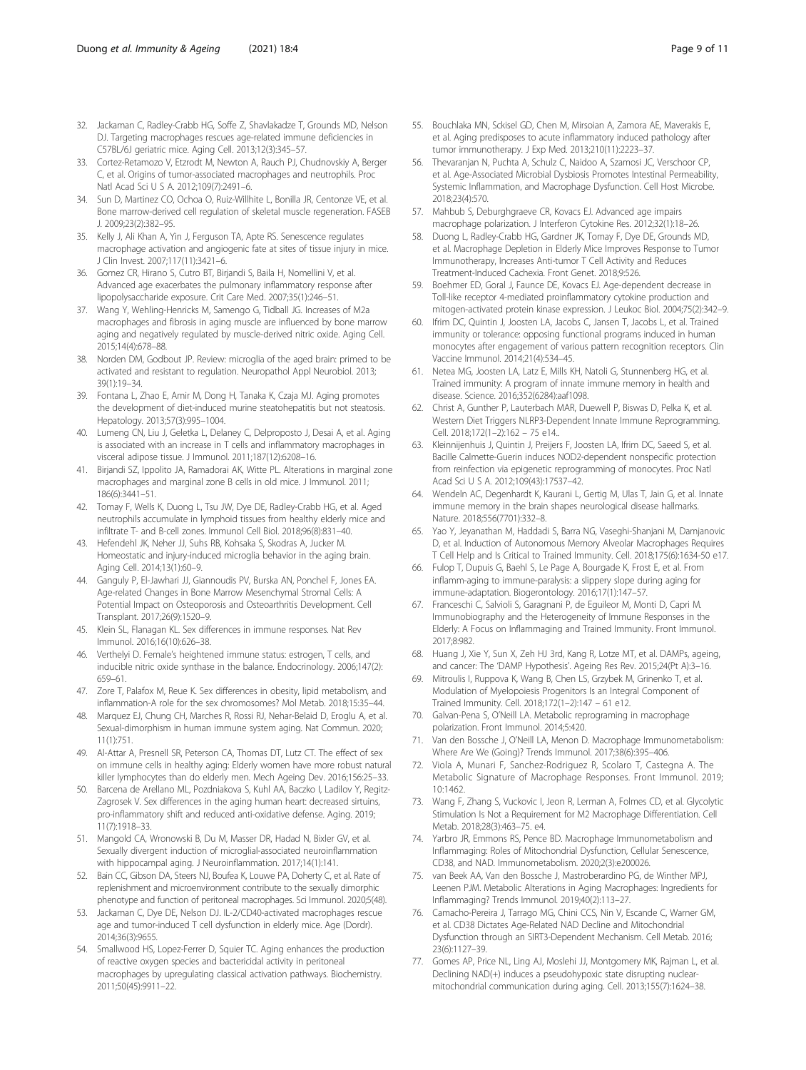32. Jackaman C, Radley-Crabb HG, Soffe Z, Shavlakadze T, Grounds MD, Nelson DJ. Targeting macrophages rescues age-related immune deficiencies in C57BL/6J geriatric mice. Aging Cell. 2013;12(3):345–57.
33. Cortez-Retamozo V, Etzrodt M, Newton A, Rauch PJ, Chudnovskiy A, Berger C, et al. Origins of tumor-associated macrophages and neutrophils. Proc Natl Acad Sci U S A. 2012;109(7):2491–6.
34. Sun D, Martinez CO, Ochoa O, Ruiz-Willhite L, Bonilla JR, Centonze VE, et al. Bone marrow-derived cell regulation of skeletal muscle regeneration. FASEB J. 2009;23(2):382–95.
35. Kelly J, Ali Khan A, Yin J, Ferguson TA, Apte RS. Senescence regulates macrophage activation and angiogenic fate at sites of tissue injury in mice. J Clin Invest. 2007;117(11):3421–6.
36. Gomez CR, Hirano S, Cutro BT, Birjandi S, Baila H, Nomellini V, et al. Advanced age exacerbates the pulmonary inflammatory response after lipopolysaccharide exposure. Crit Care Med. 2007;35(1):246–51.
37. Wang Y, Wehling-Henricks M, Samengo G, Tidball JG. Increases of M2a macrophages and fibrosis in aging muscle are influenced by bone marrow aging and negatively regulated by muscle-derived nitric oxide. Aging Cell. 2015;14(4):678–88.
38. Norden DM, Godbout JP. Review: microglia of the aged brain: primed to be activated and resistant to regulation. Neuropathol Appl Neurobiol. 2013; 39(1):19–34.
39. Fontana L, Zhao E, Amir M, Dong H, Tanaka K, Czaja MJ. Aging promotes the development of diet-induced murine steatohepatitis but not steatosis. Hepatology. 2013;57(3):995–1004.
40. Lumeng CN, Liu J, Geletka L, Delaney C, Delproposto J, Desai A, et al. Aging is associated with an increase in T cells and inflammatory macrophages in visceral adipose tissue. J Immunol. 2011;187(12):6208–16.
41. Birjandi SZ, Ippolito JA, Ramadorai AK, Witte PL. Alterations in marginal zone macrophages and marginal zone B cells in old mice. J Immunol. 2011; 186(6):3441–51.
42. Tomay F, Wells K, Duong L, Tsu JW, Dye DE, Radley-Crabb HG, et al. Aged neutrophils accumulate in lymphoid tissues from healthy elderly mice and infiltrate T- and B-cell zones. Immunol Cell Biol. 2018;96(8):831–40.
43. Hefendehl JK, Neher JJ, Suhs RB, Kohsaka S, Skodras A, Jucker M. Homeostatic and injury-induced microglia behavior in the aging brain. Aging Cell. 2014;13(1):60–9.
44. Ganguly P, El-Jawhari JJ, Giannoudis PV, Burska AN, Ponchel F, Jones EA. Age-related Changes in Bone Marrow Mesenchymal Stromal Cells: A Potential Impact on Osteoporosis and Osteoarthritis Development. Cell Transplant. 2017;26(9):1520–9.
45. Klein SL, Flanagan KL. Sex differences in immune responses. Nat Rev Immunol. 2016;16(10):626–38.
46. Verthelyi D. Female's heightened immune status: estrogen, T cells, and inducible nitric oxide synthase in the balance. Endocrinology. 2006;147(2): 659–61.
47. Zore T, Palafox M, Reue K. Sex differences in obesity, lipid metabolism, and inflammation-A role for the sex chromosomes? Mol Metab. 2018;15:35–44.
48. Marquez EJ, Chung CH, Marches R, Rossi RJ, Nehar-Belaid D, Eroglu A, et al. Sexual-dimorphism in human immune system aging. Nat Commun. 2020; 11(1):751.
49. Al-Attar A, Presnell SR, Peterson CA, Thomas DT, Lutz CT. The effect of sex on immune cells in healthy aging: Elderly women have more robust natural killer lymphocytes than do elderly men. Mech Ageing Dev. 2016;156:25–33.
50. Barcena de Arellano ML, Pozdniakova S, Kuhl AA, Baczko I, Ladilov Y, Regitz-Zagrosek V. Sex differences in the aging human heart: decreased sirtuins, pro-inflammatory shift and reduced anti-oxidative defense. Aging. 2019; 11(7):1918–33.
51. Mangold CA, Wronowski B, Du M, Masser DR, Hadad N, Bixler GV, et al. Sexually divergent induction of microglial-associated neuroinflammation with hippocampal aging. J Neuroinflammation. 2017;14(1):141.
52. Bain CC, Gibson DA, Steers NJ, Boufea K, Louwe PA, Doherty C, et al. Rate of replenishment and microenvironment contribute to the sexually dimorphic phenotype and function of peritoneal macrophages. Sci Immunol. 2020;5(48).
53. Jackaman C, Dye DE, Nelson DJ. IL-2/CD40-activated macrophages rescue age and tumor-induced T cell dysfunction in elderly mice. Age (Dordr). 2014;36(3):9655.
54. Smallwood HS, Lopez-Ferrer D, Squier TC. Aging enhances the production of reactive oxygen species and bactericidal activity in peritoneal macrophages by upregulating classical activation pathways. Biochemistry. 2011;50(45):9911–22.
55. Bouchlaka MN, Sckisel GD, Chen M, Mirsoian A, Zamora AE, Maverakis E, et al. Aging predisposes to acute inflammatory induced pathology after tumor immunotherapy. J Exp Med. 2013;210(11):2223–37.
56. Thevaranjan N, Puchta A, Schulz C, Naidoo A, Szamosi JC, Verschoor CP, et al. Age-Associated Microbial Dysbiosis Promotes Intestinal Permeability, Systemic Inflammation, and Macrophage Dysfunction. Cell Host Microbe. 2018;23(4):570.
57. Mahbub S, Deburghgraeve CR, Kovacs EJ. Advanced age impairs macrophage polarization. J Interferon Cytokine Res. 2012;32(1):18–26.
58. Duong L, Radley-Crabb HG, Gardner JK, Tomay F, Dye DE, Grounds MD, et al. Macrophage Depletion in Elderly Mice Improves Response to Tumor Immunotherapy, Increases Anti-tumor T Cell Activity and Reduces Treatment-Induced Cachexia. Front Genet. 2018;9:526.
59. Boehmer ED, Goral J, Faunce DE, Kovacs EJ. Age-dependent decrease in Toll-like receptor 4-mediated proinflammatory cytokine production and mitogen-activated protein kinase expression. J Leukoc Biol. 2004;75(2):342–9.
60. Ifrim DC, Quintin J, Joosten LA, Jacobs C, Jansen T, Jacobs L, et al. Trained immunity or tolerance: opposing functional programs induced in human monocytes after engagement of various pattern recognition receptors. Clin Vaccine Immunol. 2014;21(4):534–45.
61. Netea MG, Joosten LA, Latz E, Mills KH, Natoli G, Stunnenberg HG, et al. Trained immunity: A program of innate immune memory in health and disease. Science. 2016;352(6284):aaf1098.
62. Christ A, Gunther P, Lauterbach MAR, Duewell P, Biswas D, Pelka K, et al. Western Diet Triggers NLRP3-Dependent Innate Immune Reprogramming. Cell. 2018;172(1–2):162 – 75 e14..
63. Kleinnijenhuis J, Quintin J, Preijers F, Joosten LA, Ifrim DC, Saeed S, et al. Bacille Calmette-Guerin induces NOD2-dependent nonspecific protection from reinfection via epigenetic reprogramming of monocytes. Proc Natl Acad Sci U S A. 2012;109(43):17537–42.
64. Wendeln AC, Degenhardt K, Kaurani L, Gertig M, Ulas T, Jain G, et al. Innate immune memory in the brain shapes neurological disease hallmarks. Nature. 2018;556(7701):332–8.
65. Yao Y, Jeyanathan M, Haddadi S, Barra NG, Vaseghi-Shanjani M, Damjanovic D, et al. Induction of Autonomous Memory Alveolar Macrophages Requires T Cell Help and Is Critical to Trained Immunity. Cell. 2018;175(6):1634-50 e17.
66. Fulop T, Dupuis G, Baehl S, Le Page A, Bourgade K, Frost E, et al. From inflamm-aging to immune-paralysis: a slippery slope during aging for immune-adaptation. Biogerontology. 2016;17(1):147–57.
67. Franceschi C, Salvioli S, Garagnani P, de Eguileor M, Monti D, Capri M. Immunobiography and the Heterogeneity of Immune Responses in the Elderly: A Focus on Inflammaging and Trained Immunity. Front Immunol. 2017;8:982.
68. Huang J, Xie Y, Sun X, Zeh HJ 3rd, Kang R, Lotze MT, et al. DAMPs, ageing, and cancer: The 'DAMP Hypothesis'. Ageing Res Rev. 2015;24(Pt A):3–16.
69. Mitroulis I, Ruppova K, Wang B, Chen LS, Grzybek M, Grinenko T, et al. Modulation of Myelopoiesis Progenitors Is an Integral Component of Trained Immunity. Cell. 2018;172(1–2):147 – 61 e12.
70. Galvan-Pena S, O'Neill LA. Metabolic reprograming in macrophage polarization. Front Immunol. 2014;5:420.
71. Van den Bossche J, O'Neill LA, Menon D. Macrophage Immunometabolism: Where Are We (Going)? Trends Immunol. 2017;38(6):395–406.
72. Viola A, Munari F, Sanchez-Rodriguez R, Scolaro T, Castegna A. The Metabolic Signature of Macrophage Responses. Front Immunol. 2019; 10:1462.
73. Wang F, Zhang S, Vuckovic I, Jeon R, Lerman A, Folmes CD, et al. Glycolytic Stimulation Is Not a Requirement for M2 Macrophage Differentiation. Cell Metab. 2018;28(3):463–75. e4.
74. Yarbro JR, Emmons RS, Pence BD. Macrophage Immunometabolism and Inflammaging: Roles of Mitochondrial Dysfunction, Cellular Senescence, CD38, and NAD. Immunometabolism. 2020;2(3):e200026.
75. van Beek AA, Van den Bossche J, Mastroberardino PG, de Winther MPJ, Leenen PJM. Metabolic Alterations in Aging Macrophages: Ingredients for Inflammaging? Trends Immunol. 2019;40(2):113–27.
76. Camacho-Pereira J, Tarrago MG, Chini CCS, Nin V, Escande C, Warner GM, et al. CD38 Dictates Age-Related NAD Decline and Mitochondrial Dysfunction through an SIRT3-Dependent Mechanism. Cell Metab. 2016; 23(6):1127–39.
77. Gomes AP, Price NL, Ling AJ, Moslehi JJ, Montgomery MK, Rajman L, et al. Declining NAD(+) induces a pseudohypoxic state disrupting nuclear-mitochondrial communication during aging. Cell. 2013;155(7):1624–38.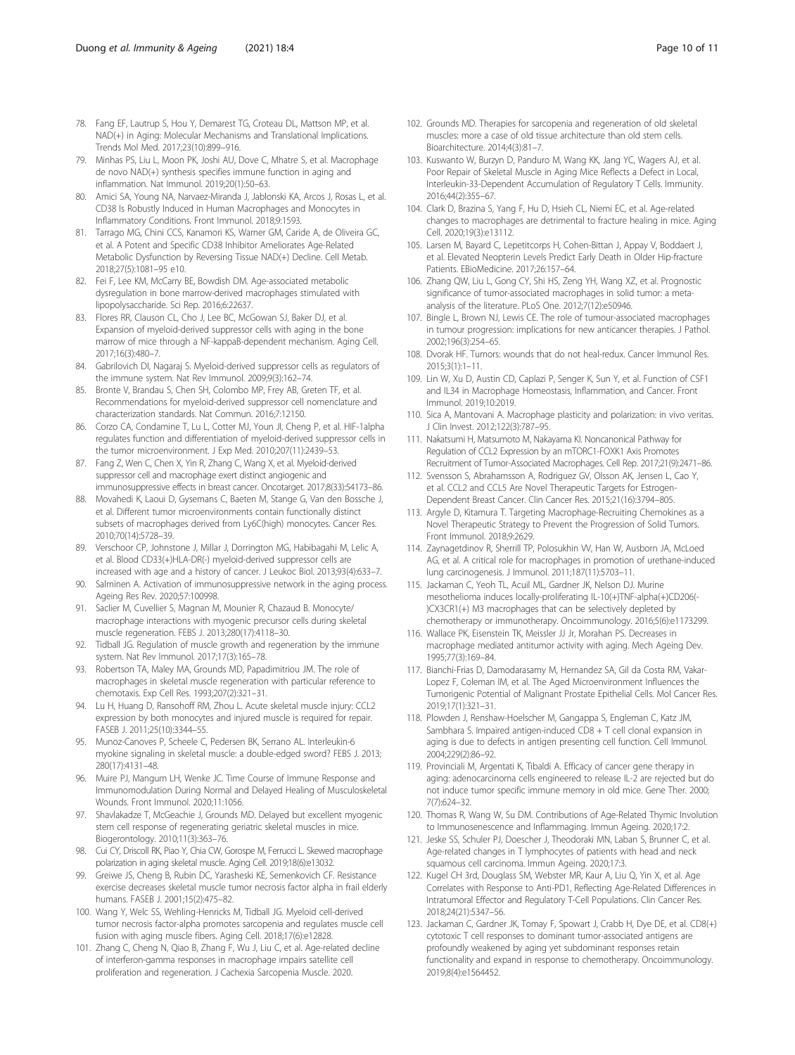78. Fang EF, Lautrup S, Hou Y, Demarest TG, Croteau DL, Mattson MP, et al. NAD(+) in Aging: Molecular Mechanisms and Translational Implications. Trends Mol Med. 2017;23(10):899–916.
79. Minhas PS, Liu L, Moon PK, Joshi AU, Dove C, Mhatre S, et al. Macrophage de novo NAD(+) synthesis specifies immune function in aging and inflammation. Nat Immunol. 2019;20(1):50–63.
80. Amici SA, Young NA, Narvaez-Miranda J, Jablonski KA, Arcos J, Rosas L, et al. CD38 Is Robustly Induced in Human Macrophages and Monocytes in Inflammatory Conditions. Front Immunol. 2018;9:1593.
81. Tarrago MG, Chini CCS, Kanamori KS, Warner GM, Caride A, de Oliveira GC, et al. A Potent and Specific CD38 Inhibitor Ameliorates Age-Related Metabolic Dysfunction by Reversing Tissue NAD(+) Decline. Cell Metab. 2018;27(5):1081–95 e10.
82. Fei F, Lee KM, McCarry BE, Bowdish DM. Age-associated metabolic dysregulation in bone marrow-derived macrophages stimulated with lipopolysaccharide. Sci Rep. 2016;6:22637.
83. Flores RR, Clauson CL, Cho J, Lee BC, McGowan SJ, Baker DJ, et al. Expansion of myeloid-derived suppressor cells with aging in the bone marrow of mice through a NF-kappaB-dependent mechanism. Aging Cell. 2017;16(3):480–7.
84. Gabrilovich DI, Nagaraj S. Myeloid-derived suppressor cells as regulators of the immune system. Nat Rev Immunol. 2009;9(3):162–74.
85. Bronte V, Brandau S, Chen SH, Colombo MP, Frey AB, Greten TF, et al. Recommendations for myeloid-derived suppressor cell nomenclature and characterization standards. Nat Commun. 2016;7:12150.
86. Corzo CA, Condamine T, Lu L, Cotter MJ, Youn JI, Cheng P, et al. HIF-1alpha regulates function and differentiation of myeloid-derived suppressor cells in the tumor microenvironment. J Exp Med. 2010;207(11):2439–53.
87. Fang Z, Wen C, Chen X, Yin R, Zhang C, Wang X, et al. Myeloid-derived suppressor cell and macrophage exert distinct angiogenic and immunosuppressive effects in breast cancer. Oncotarget. 2017;8(33):54173–86.
88. Movahedi K, Laoui D, Gysemans C, Baeten M, Stange G, Van den Bossche J, et al. Different tumor microenvironments contain functionally distinct subsets of macrophages derived from Ly6C(high) monocytes. Cancer Res. 2010;70(14):5728–39.
89. Verschoor CP, Johnstone J, Millar J, Dorrington MG, Habibagahi M, Lelic A, et al. Blood CD33(+)HLA-DR(-) myeloid-derived suppressor cells are increased with age and a history of cancer. J Leukoc Biol. 2013;93(4):633–7.
90. Salminen A. Activation of immunosuppressive network in the aging process. Ageing Res Rev. 2020;57:100998.
91. Saclier M, Cuvellier S, Magnan M, Mounier R, Chazaud B. Monocyte/macrophage interactions with myogenic precursor cells during skeletal muscle regeneration. FEBS J. 2013;280(17):4118–30.
92. Tidball JG. Regulation of muscle growth and regeneration by the immune system. Nat Rev Immunol. 2017;17(3):165–78.
93. Robertson TA, Maley MA, Grounds MD, Papadimitriou JM. The role of macrophages in skeletal muscle regeneration with particular reference to chemotaxis. Exp Cell Res. 1993;207(2):321–31.
94. Lu H, Huang D, Ransohoff RM, Zhou L. Acute skeletal muscle injury: CCL2 expression by both monocytes and injured muscle is required for repair. FASEB J. 2011;25(10):3344–55.
95. Munoz-Canoves P, Scheele C, Pedersen BK, Serrano AL. Interleukin-6 myokine signaling in skeletal muscle: a double-edged sword? FEBS J. 2013;280(17):4131–48.
96. Muire PJ, Mangum LH, Wenke JC. Time Course of Immune Response and Immunomodulation During Normal and Delayed Healing of Musculoskeletal Wounds. Front Immunol. 2020;11:1056.
97. Shavlakadze T, McGeachie J, Grounds MD. Delayed but excellent myogenic stem cell response of regenerating geriatric skeletal muscles in mice. Biogerontology. 2010;11(3):363–76.
98. Cui CY, Driscoll RK, Piao Y, Chia CW, Gorospe M, Ferrucci L. Skewed macrophage polarization in aging skeletal muscle. Aging Cell. 2019;18(6):e13032.
99. Greiwe JS, Cheng B, Rubin DC, Yarasheski KE, Semenkovich CF. Resistance exercise decreases skeletal muscle tumor necrosis factor alpha in frail elderly humans. FASEB J. 2001;15(2):475–82.
100. Wang Y, Welc SS, Wehling-Henricks M, Tidball JG. Myeloid cell-derived tumor necrosis factor-alpha promotes sarcopenia and regulates muscle cell fusion with aging muscle fibers. Aging Cell. 2018;17(6):e12828.
101. Zhang C, Cheng N, Qiao B, Zhang F, Wu J, Liu C, et al. Age-related decline of interferon-gamma responses in macrophage impairs satellite cell proliferation and regeneration. J Cachexia Sarcopenia Muscle. 2020.
102. Grounds MD. Therapies for sarcopenia and regeneration of old skeletal muscles: more a case of old tissue architecture than old stem cells. Bioarchitecture. 2014;4(3):81–7.
103. Kuswanto W, Burzyn D, Panduro M, Wang KK, Jang YC, Wagers AJ, et al. Poor Repair of Skeletal Muscle in Aging Mice Reflects a Defect in Local, Interleukin-33-Dependent Accumulation of Regulatory T Cells. Immunity. 2016;44(2):355–67.
104. Clark D, Brazina S, Yang F, Hu D, Hsieh CL, Niemi EC, et al. Age-related changes to macrophages are detrimental to fracture healing in mice. Aging Cell. 2020;19(3):e13112.
105. Larsen M, Bayard C, Lepetitcorps H, Cohen-Bittan J, Appay V, Boddaert J, et al. Elevated Neopterin Levels Predict Early Death in Older Hip-fracture Patients. EBioMedicine. 2017;26:157–64.
106. Zhang QW, Liu L, Gong CY, Shi HS, Zeng YH, Wang XZ, et al. Prognostic significance of tumor-associated macrophages in solid tumor: a meta-analysis of the literature. PLoS One. 2012;7(12):e50946.
107. Bingle L, Brown NJ, Lewis CE. The role of tumour-associated macrophages in tumour progression: implications for new anticancer therapies. J Pathol. 2002;196(3):254–65.
108. Dvorak HF. Tumors: wounds that do not heal-redux. Cancer Immunol Res. 2015;3(1):1–11.
109. Lin W, Xu D, Austin CD, Caplazi P, Senger K, Sun Y, et al. Function of CSF1 and IL34 in Macrophage Homeostasis, Inflammation, and Cancer. Front Immunol. 2019;10:2019.
110. Sica A, Mantovani A. Macrophage plasticity and polarization: in vivo veritas. J Clin Invest. 2012;122(3):787–95.
111. Nakatsumi H, Matsumoto M, Nakayama KI. Noncanonical Pathway for Regulation of CCL2 Expression by an mTORC1-FOXK1 Axis Promotes Recruitment of Tumor-Associated Macrophages. Cell Rep. 2017;21(9):2471–86.
112. Svensson S, Abrahamsson A, Rodriguez GV, Olsson AK, Jensen L, Cao Y, et al. CCL2 and CCL5 Are Novel Therapeutic Targets for Estrogen-Dependent Breast Cancer. Clin Cancer Res. 2015;21(16):3794–805.
113. Argyle D, Kitamura T. Targeting Macrophage-Recruiting Chemokines as a Novel Therapeutic Strategy to Prevent the Progression of Solid Tumors. Front Immunol. 2018;9:2629.
114. Zaynagetdinov R, Sherrill TP, Polosukhin VV, Han W, Ausborn JA, McLoed AG, et al. A critical role for macrophages in promotion of urethane-induced lung carcinogenesis. J Immunol. 2011;187(11):5703–11.
115. Jackaman C, Yeoh TL, Acuil ML, Gardner JK, Nelson DJ. Murine mesothelioma induces locally-proliferating IL-10(+)TNF-alpha(+)CD206(-)CX3CR1(+) M3 macrophages that can be selectively depleted by chemotherapy or immunotherapy. Oncoimmunology. 2016;5(6):e1173299.
116. Wallace PK, Eisenstein TK, Meissler JJ Jr, Morahan PS. Decreases in macrophage mediated antitumor activity with aging. Mech Ageing Dev. 1995;77(3):169–84.
117. Bianchi-Frias D, Damodarasamy M, Hernandez SA, Gil da Costa RM, Vakar-Lopez F, Coleman IM, et al. The Aged Microenvironment Influences the Tumorigenic Potential of Malignant Prostate Epithelial Cells. Mol Cancer Res. 2019;17(1):321–31.
118. Plowden J, Renshaw-Hoelscher M, Gangappa S, Engleman C, Katz JM, Sambhara S. Impaired antigen-induced CD8 + T cell clonal expansion in aging is due to defects in antigen presenting cell function. Cell Immunol. 2004;229(2):86–92.
119. Provinciali M, Argentati K, Tibaldi A. Efficacy of cancer gene therapy in aging: adenocarcinoma cells engineered to release IL-2 are rejected but do not induce tumor specific immune memory in old mice. Gene Ther. 2000;7(7):624–32.
120. Thomas R, Wang W, Su DM. Contributions of Age-Related Thymic Involution to Immunosenescence and Inflammaging. Immun Ageing. 2020;17:2.
121. Jeske SS, Schuler PJ, Doescher J, Theodoraki MN, Laban S, Brunner C, et al. Age-related changes in T lymphocytes of patients with head and neck squamous cell carcinoma. Immun Ageing. 2020;17:3.
122. Kugel CH 3rd, Douglass SM, Webster MR, Kaur A, Liu Q, Yin X, et al. Age Correlates with Response to Anti-PD1, Reflecting Age-Related Differences in Intratumoral Effector and Regulatory T-Cell Populations. Clin Cancer Res. 2018;24(21):5347–56.
123. Jackaman C, Gardner JK, Tomay F, Spowart J, Crabb H, Dye DE, et al. CD8(+) cytotoxic T cell responses to dominant tumor-associated antigens are profoundly weakened by aging yet subdominant responses retain functionality and expand in response to chemotherapy. Oncoimmunology. 2019;8(4):e1564452.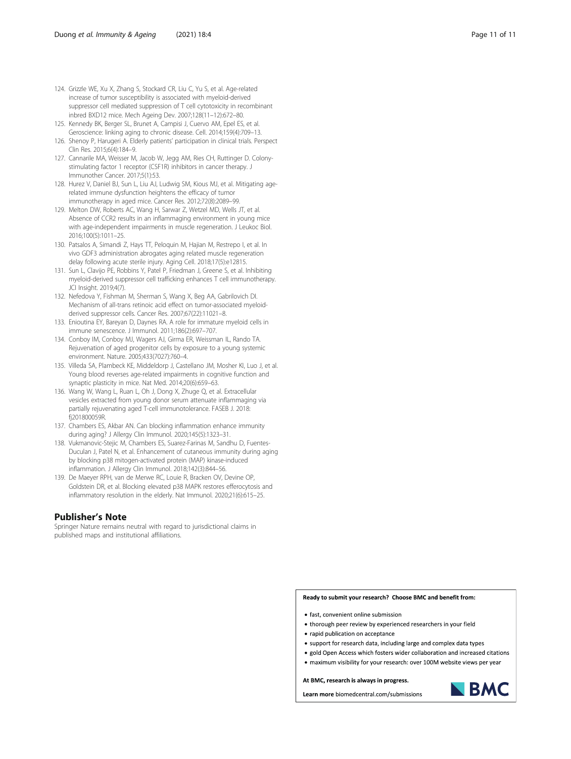124. Grizzle WE, Xu X, Zhang S, Stockard CR, Liu C, Yu S, et al. Age-related increase of tumor susceptibility is associated with myeloid-derived suppressor cell mediated suppression of T cell cytotoxicity in recombinant inbred BXD12 mice. Mech Ageing Dev. 2007;128(11–12):672–80.
125. Kennedy BK, Berger SL, Brunet A, Campisi J, Cuervo AM, Epel ES, et al. Geroscience: linking aging to chronic disease. Cell. 2014;159(4):709–13.
126. Shenoy P, Harugeri A. Elderly patients' participation in clinical trials. Perspect Clin Res. 2015;6(4):184–9.
127. Cannarile MA, Weisser M, Jacob W, Jegg AM, Ries CH, Ruttinger D. Colony-stimulating factor 1 receptor (CSF1R) inhibitors in cancer therapy. J Immunother Cancer. 2017;5(1):53.
128. Hurez V, Daniel BJ, Sun L, Liu AJ, Ludwig SM, Kious MJ, et al. Mitigating age-related immune dysfunction heightens the efficacy of tumor immunotherapy in aged mice. Cancer Res. 2012;72(8):2089–99.
129. Melton DW, Roberts AC, Wang H, Sarwar Z, Wetzel MD, Wells JT, et al. Absence of CCR2 results in an inflammaging environment in young mice with age-independent impairments in muscle regeneration. J Leukoc Biol. 2016;100(5):1011–25.
130. Patsalos A, Simandi Z, Hays TT, Peloquin M, Hajian M, Restrepo I, et al. In vivo GDF3 administration abrogates aging related muscle regeneration delay following acute sterile injury. Aging Cell. 2018;17(5):e12815.
131. Sun L, Clavijo PE, Robbins Y, Patel P, Friedman J, Greene S, et al. Inhibiting myeloid-derived suppressor cell trafficking enhances T cell immunotherapy. JCI Insight. 2019;4(7).
132. Nefedova Y, Fishman M, Sherman S, Wang X, Beg AA, Gabrilovich DI. Mechanism of all-trans retinoic acid effect on tumor-associated myeloid-derived suppressor cells. Cancer Res. 2007;67(22):11021–8.
133. Enioutina EY, Bareyan D, Daynes RA. A role for immature myeloid cells in immune senescence. J Immunol. 2011;186(2):697–707.
134. Conboy IM, Conboy MJ, Wagers AJ, Girma ER, Weissman IL, Rando TA. Rejuvenation of aged progenitor cells by exposure to a young systemic environment. Nature. 2005;433(7027):760–4.
135. Villeda SA, Plambeck KE, Middeldorp J, Castellano JM, Mosher KI, Luo J, et al. Young blood reverses age-related impairments in cognitive function and synaptic plasticity in mice. Nat Med. 2014;20(6):659–63.
136. Wang W, Wang L, Ruan L, Oh J, Dong X, Zhuge Q, et al. Extracellular vesicles extracted from young donor serum attenuate inflammaging via partially rejuvenating aged T-cell immunotolerance. FASEB J. 2018: fj201800059R.
137. Chambers ES, Akbar AN. Can blocking inflammation enhance immunity during aging? J Allergy Clin Immunol. 2020;145(5):1323–31.
138. Vukmanovic-Stejic M, Chambers ES, Suarez-Farinas M, Sandhu D, Fuentes-Duculan J, Patel N, et al. Enhancement of cutaneous immunity during aging by blocking p38 mitogen-activated protein (MAP) kinase-induced inflammation. J Allergy Clin Immunol. 2018;142(3):844–56.
139. De Maeyer RPH, van de Merwe RC, Louie R, Bracken OV, Devine OP, Goldstein DR, et al. Blocking elevated p38 MAPK restores efferocytosis and inflammatory resolution in the elderly. Nat Immunol. 2020;21(6):615–25.

## Publisher's Note

Springer Nature remains neutral with regard to jurisdictional claims in published maps and institutional affiliations.

**Ready to submit your research? Choose BMC and benefit from:**

- fast, convenient online submission
- thorough peer review by experienced researchers in your field
- rapid publication on acceptance
- support for research data, including large and complex data types
- gold Open Access which fosters wider collaboration and increased citations
- maximum visibility for your research: over 100M website views per year

**At BMC, research is always in progress.**

**Learn more** biomedcentral.com/submissions